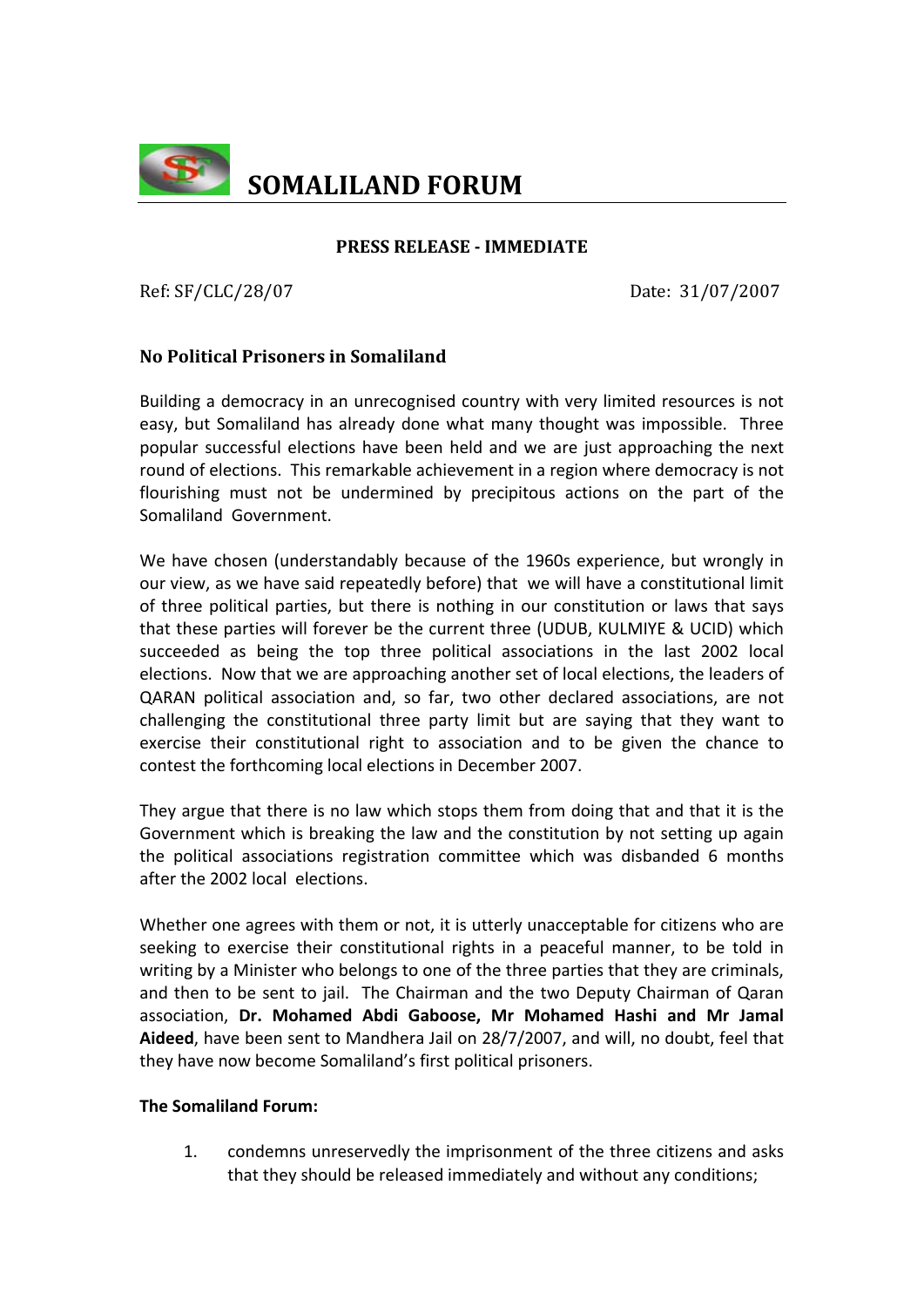# SOMALILAND FORUM

**PRESS RELEASE - IMMEDIATE**

Ref: SF/CLC/28/07 Date: 31/07/2007

### No Political Prisoners in Somaliland

Building a democracy in an unrecognised country with very limited resources is not easy, but Somaliland has already done what many thought was impossible. Three popular successful elections have been held and we are just approaching the next round of elections. This remarkable achievement in a region where democracy is not flourishing must not be undermined by precipitous actions on the part of the Somaliland Government.

We have chosen (understandably because of the 1960s experience, but wrongly in our view, as we have said repeatedly before) that we will have a constitutional limit of three political parties, but there is nothing in our constitution or laws that says that these parties will forever be the current three (UDUB, KULMIYE & UCID) which succeeded as being the top three political associations in the last 2002 local elections. Now that we are approaching another set of local elections, the leaders of QARAN political association and, so far, two other declared associations, are not challenging the constitutional three party limit but are saying that they want to exercise their constitutional right to association and to be given the chance to contest the forthcoming local elections in December 2007.

They argue that there is no law which stops them from doing that and that it is the Government which is breaking the law and the constitution by not setting up again the political associations registration committee which was disbanded 6 months after the 2002 local elections.

Whether one agrees with them or not, it is utterly unacceptable for citizens who are seeking to exercise their constitutional rights in a peaceful manner, to be told in writing by a Minister who belongs to one of the three parties that they are criminals, and then to be sent to jail. The Chairman and the two Deputy Chairman of Qaran association, **Dr. Mohamed Abdi Gaboose, Mr Mohamed Hashi and Mr Jamal Aideed**, have been sent to Mandhera Jail on 28/7/2007, and will, no doubt, feel that they have now become Somaliland's first political prisoners.

**The Somaliland Forum:**

1. condemns unreservedly the imprisonment of the three citizens and asks that they should be released immediately and without any conditions;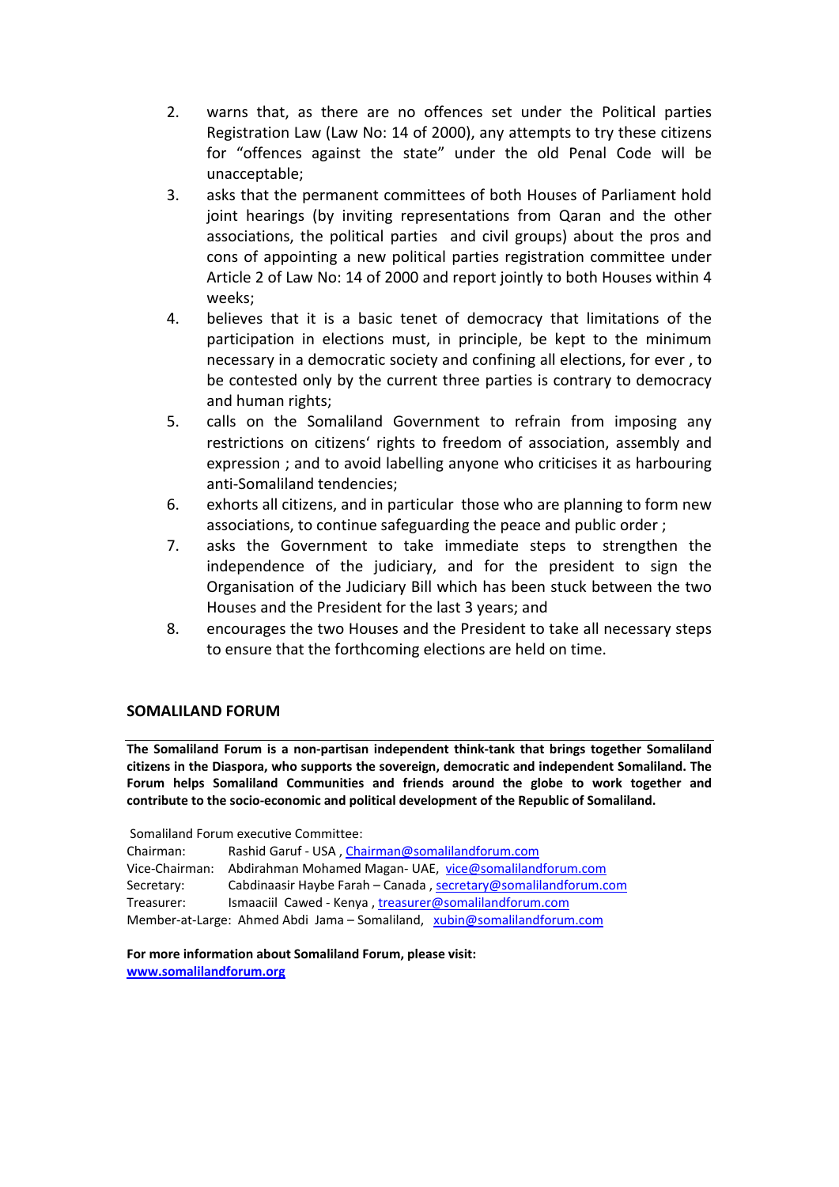2. warns that, as there are no offences set under the Political parties Registration Law (Law No: 14 of 2000), any attempts to try these citizens for "offences against the state" under the old Penal Code will be unacceptable;
3. asks that the permanent committees of both Houses of Parliament hold joint hearings (by inviting representations from Qaran and the other associations, the political parties and civil groups) about the pros and cons of appointing a new political parties registration committee under Article 2 of Law No: 14 of 2000 and report jointly to both Houses within 4 weeks;
4. believes that it is a basic tenet of democracy that limitations of the participation in elections must, in principle, be kept to the minimum necessary in a democratic society and confining all elections, for ever , to be contested only by the current three parties is contrary to democracy and human rights;
5. calls on the Somaliland Government to refrain from imposing any restrictions on citizens' rights to freedom of association, assembly and expression ; and to avoid labelling anyone who criticises it as harbouring anti-Somaliland tendencies;
6. exhorts all citizens, and in particular those who are planning to form new associations, to continue safeguarding the peace and public order ;
7. asks the Government to take immediate steps to strengthen the independence of the judiciary, and for the president to sign the Organisation of the Judiciary Bill which has been stuck between the two Houses and the President for the last 3 years; and
8. encourages the two Houses and the President to take all necessary steps to ensure that the forthcoming elections are held on time.

## SOMALILAND FORUM

**The Somaliland Forum is a non-partisan independent think-tank that brings together Somaliland citizens in the Diaspora, who supports the sovereign, democratic and independent Somaliland. The Forum helps Somaliland Communities and friends around the globe to work together and contribute to the socio-economic and political development of the Republic of Somaliland.**

Somaliland Forum executive Committee:

Chairman: Rashid Garuf - USA , Chairman@somalilandforum.com
Vice-Chairman: Abdirahman Mohamed Magan- UAE, vice@somalilandforum.com
Secretary: Cabdinaasir Haybe Farah – Canada , secretary@somalilandforum.com
Treasurer: Ismaaciil Cawed - Kenya , treasurer@somalilandforum.com
Member-at-Large: Ahmed Abdi Jama – Somaliland, xubin@somalilandforum.com

**For more information about Somaliland Forum, please visit:**
**www.somalilandforum.org**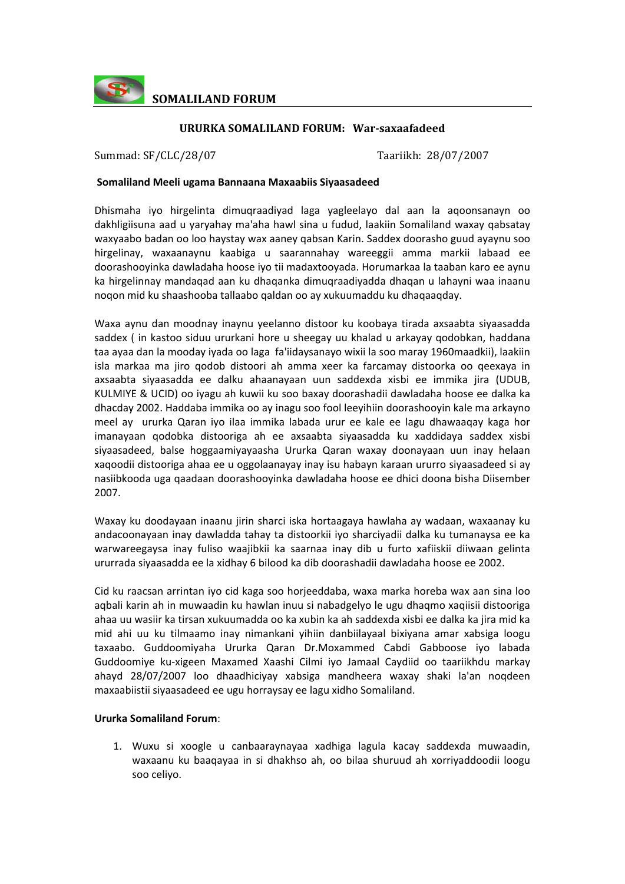**SOMALILAND FORUM**

**URURKA SOMALILAND FORUM: War-saxaafadeed**

Summad: SF/CLC/28/07 Taariikh: 28/07/2007

**Somaliland Meeli ugama Bannaana Maxaabiis Siyaasadeed**

Dhismaha iyo hirgelinta dimuqraadiyad laga yagleelayo dal aan la aqoonsanayn oo dakhligiisuna aad u yaryahay ma'aha hawl sina u fudud, laakiin Somaliland waxay qabsatay waxyaabo badan oo loo haystay wax aaney qabsan Karin. Saddex doorasho guud ayaynu soo hirgelinay, waxaanaynu kaabiga u saarannahay wareeggii amma markii labaad ee doorashooyinka dawladaha hoose iyo tii madaxtooyada. Horumarkaa la taaban karo ee aynu ka hirgelinnay mandaqad aan ku dhaqanka dimuqraadiyadda dhaqan u lahayni waa inaanu noqon mid ku shaashooba tallaabo qaldan oo ay xukuumaddu ku dhaqaaqday.

Waxa aynu dan moodnay inaynu yeelanno distoor ku koobaya tirada axsaabta siyaasadda saddex ( in kastoo siduu ururkani hore u sheegay uu khalad u arkayay qodobkan, haddana taa ayaa dan la mooday iyada oo laga fa'iidaysanayo wixii la soo maray 1960maadkii), laakiin isla markaa ma jiro qodob distoori ah amma xeer ka farcamay distoorka oo qeexaya in axsaabta siyaasadda ee dalku ahaanayaan uun saddexda xisbi ee immika jira (UDUB, KULMIYE & UCID) oo iyagu ah kuwii ku soo baxay doorashadii dawladaha hoose ee dalka ka dhacday 2002. Haddaba immika oo ay inagu soo fool leeyihiin doorashooyin kale ma arkayno meel ay ururka Qaran iyo ilaa immika labada urur ee kale ee lagu dhawaaqay kaga hor imanayaan qodobka distooriga ah ee axsaabta siyaasadda ku xaddidaya saddex xisbi siyaasadeed, balse hoggaamiyayaasha Ururka Qaran waxay doonayaan uun inay helaan xaqoodii distooriga ahaa ee u oggolaanayay inay isu habayn karaan ururro siyaasadeed si ay nasiibkooda uga qaadaan doorashooyinka dawladaha hoose ee dhici doona bisha Diisember 2007.

Waxay ku doodayaan inaanu jirin sharci iska hortaagaya hawlaha ay wadaan, waxaanay ku andacoonayaan inay dawladda tahay ta distoorkii iyo sharciyadii dalka ku tumanaysa ee ka warwareegaysa inay fuliso waajibkii ka saarnaa inay dib u furto xafiiskii diiwaan gelinta ururrada siyaasadda ee la xidhay 6 bilood ka dib doorashadii dawladaha hoose ee 2002.

Cid ku raacsan arrintan iyo cid kaga soo horjeeddaba, waxa marka horeba wax aan sina loo aqbali karin ah in muwaadin ku hawlan inuu si nabadgelyo le ugu dhaqmo xaqiisii distooriga ahaa uu wasiir ka tirsan xukuumadda oo ka xubin ka ah saddexda xisbi ee dalka ka jira mid ka mid ahi uu ku tilmaamo inay nimankani yihiin danbiilayaal bixiyana amar xabsiga loogu taxaabo. Guddoomiyaha Ururka Qaran Dr.Moxammed Cabdi Gabboose iyo labada Guddoomiye ku-xigeen Maxamed Xaashi Cilmi iyo Jamaal Caydiid oo taariikhdu markay ahayd 28/07/2007 loo dhaadhiciyay xabsiga mandheera waxay shaki la'an noqdeen maxaabiistii siyaasadeed ee ugu horraysay ee lagu xidho Somaliland.

**Ururka Somaliland Forum**:

1. Wuxu si xoogle u canbaaraynayaa xadhiga lagula kacay saddexda muwaadin, waxaanu ku baaqayaa in si dhakhso ah, oo bilaa shuruud ah xorriyaddoodii loogu soo celiyo.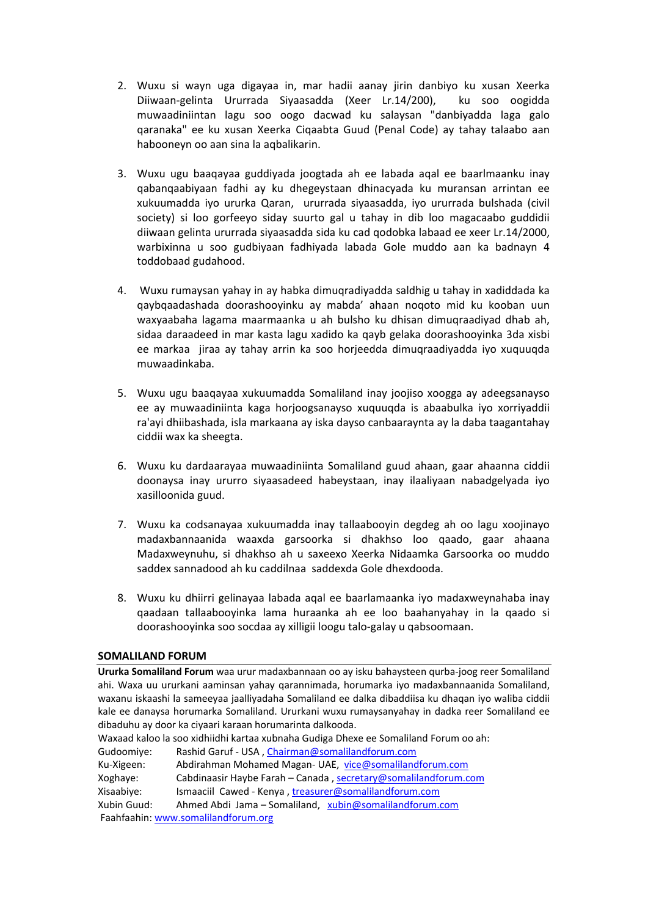2. Wuxu si wayn uga digayaa in, mar hadii aanay jirin danbiyo ku xusan Xeerka Diiwaan-gelinta Ururrada Siyaasadda (Xeer Lr.14/200), ku soo oogidda muwaadiniintan lagu soo oogo dacwad ku salaysan "danbiyadda laga galo qaranaka" ee ku xusan Xeerka Ciqaabta Guud (Penal Code) ay tahay talaabo aan habooneyn oo aan sina la aqbalikarin.

3. Wuxu ugu baaqayaa guddiyada joogtada ah ee labada aqal ee baarlmaanku inay qabanqaabiyaan fadhi ay ku dhegeystaan dhinacyada ku muransan arrintan ee xukuumadda iyo ururka Qaran, ururrada siyaasadda, iyo ururrada bulshada (civil society) si loo gorfeeyo siday suurto gal u tahay in dib loo magacaabo guddidii diiwaan gelinta ururrada siyaasadda sida ku cad qodobka labaad ee xeer Lr.14/2000, warbixinna u soo gudbiyaan fadhiyada labada Gole muddo aan ka badnayn 4 toddobaad gudahood.

4. Wuxu rumaysan yahay in ay habka dimuqradiyadda saldhig u tahay in xadiddada ka qaybqaadashada doorashooyinku ay mabda' ahaan noqoto mid ku kooban uun waxyaabaha lagama maarmaanka u ah bulsho ku dhisan dimuqraadiyad dhab ah, sidaa daraadeed in mar kasta lagu xadido ka qayb gelaka doorashooyinka 3da xisbi ee markaa jiraa ay tahay arrin ka soo horjeedda dimuqraadiyadda iyo xuquuqda muwaadinkaba.

5. Wuxu ugu baaqayaa xukuumadda Somaliland inay joojiso xoogga ay adeegsanayso ee ay muwaadiniinta kaga horjoogsanayso xuquuqda is abaabulka iyo xorriyaddii ra'ayi dhiibashada, isla markaana ay iska dayso canbaaraynta ay la daba taagantahay ciddii wax ka sheegta.

6. Wuxu ku dardaarayaa muwaadiniinta Somaliland guud ahaan, gaar ahaanna ciddii doonaysa inay ururro siyaasadeed habeystaan, inay ilaaliyaan nabadgelyada iyo xasilloonida guud.

7. Wuxu ka codsanayaa xukuumadda inay tallaabooyin degdeg ah oo lagu xoojinayo madaxbannaanida waaxda garsoorka si dhakhso loo qaado, gaar ahaana Madaxweynuhu, si dhakhso ah u saxeexo Xeerka Nidaamka Garsoorka oo muddo saddex sannadood ah ku caddilnaa saddexda Gole dhexdooda.

8. Wuxu ku dhiirri gelinayaa labada aqal ee baarlamaanka iyo madaxweynahaba inay qaadaan tallaabooyinka lama huraanka ah ee loo baahanyahay in la qaado si doorashooyinka soo socdaa ay xilligii loogu talo-galay u qabsoomaan.

**SOMALILAND FORUM**

**Ururka Somaliland Forum** waa urur madaxbannaan oo ay isku bahaysteen qurba-joog reer Somaliland ahi. Waxa uu ururkani aaminsan yahay qarannimada, horumarka iyo madaxbannaanida Somaliland, waxanu iskaashi la sameeyaa jaalliyadaha Somaliland ee dalka dibaddiisa ku dhaqan iyo waliba ciddii kale ee danaysa horumarka Somaliland. Ururkani wuxu rumaysanyahay in dadka reer Somaliland ee dibaduhu ay door ka ciyaari karaan horumarinta dalkooda.

Waxaad kaloo la soo xidhiidhi kartaa xubnaha Gudiga Dhexe ee Somaliland Forum oo ah:

| | |
|---|---|
| Gudoomiye: | Rashid Garuf - USA , Chairman@somalilandforum.com |
| Ku-Xigeen: | Abdirahman Mohamed Magan- UAE, vice@somalilandforum.com |
| Xoghaye: | Cabdinaasir Haybe Farah – Canada , secretary@somalilandforum.com |
| Xisaabiye: | Ismaaciil Cawed - Kenya , treasurer@somalilandforum.com |
| Xubin Guud: | Ahmed Abdi Jama – Somaliland, xubin@somalilandforum.com |

Faahfaahin: www.somalilandforum.org